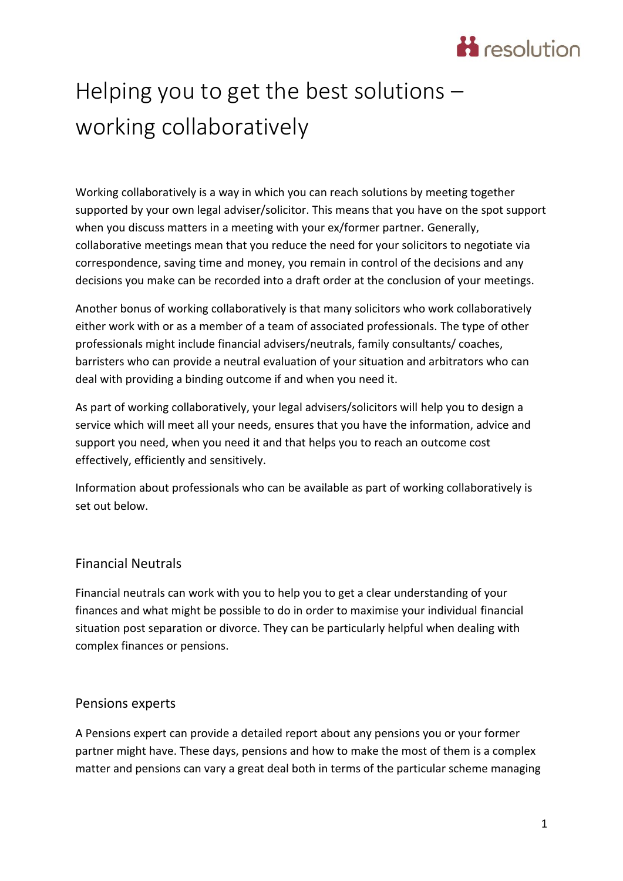# Helping you to get the best solutions – working collaboratively

Working collaboratively is a way in which you can reach solutions by meeting together supported by your own legal adviser/solicitor. This means that you have on the spot support when you discuss matters in a meeting with your ex/former partner. Generally, collaborative meetings mean that you reduce the need for your solicitors to negotiate via correspondence, saving time and money, you remain in control of the decisions and any decisions you make can be recorded into a draft order at the conclusion of your meetings.

Another bonus of working collaboratively is that many solicitors who work collaboratively either work with or as a member of a team of associated professionals. The type of other professionals might include financial advisers/neutrals, family consultants/ coaches, barristers who can provide a neutral evaluation of your situation and arbitrators who can deal with providing a binding outcome if and when you need it.

As part of working collaboratively, your legal advisers/solicitors will help you to design a service which will meet all your needs, ensures that you have the information, advice and support you need, when you need it and that helps you to reach an outcome cost effectively, efficiently and sensitively.

Information about professionals who can be available as part of working collaboratively is set out below.

## Financial Neutrals

Financial neutrals can work with you to help you to get a clear understanding of your finances and what might be possible to do in order to maximise your individual financial situation post separation or divorce. They can be particularly helpful when dealing with complex finances or pensions.

## Pensions experts

A Pensions expert can provide a detailed report about any pensions you or your former partner might have. These days, pensions and how to make the most of them is a complex matter and pensions can vary a great deal both in terms of the particular scheme managing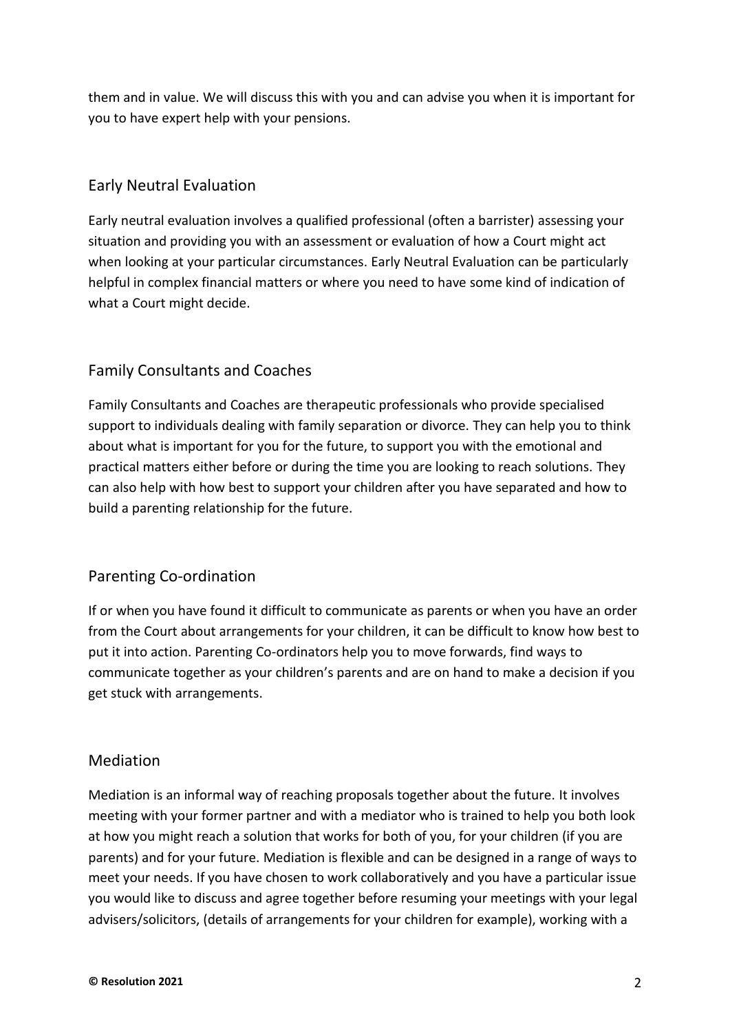them and in value. We will discuss this with you and can advise you when it is important for you to have expert help with your pensions.

## Early Neutral Evaluation

Early neutral evaluation involves a qualified professional (often a barrister) assessing your situation and providing you with an assessment or evaluation of how a Court might act when looking at your particular circumstances. Early Neutral Evaluation can be particularly helpful in complex financial matters or where you need to have some kind of indication of what a Court might decide.

## Family Consultants and Coaches

Family Consultants and Coaches are therapeutic professionals who provide specialised support to individuals dealing with family separation or divorce. They can help you to think about what is important for you for the future, to support you with the emotional and practical matters either before or during the time you are looking to reach solutions. They can also help with how best to support your children after you have separated and how to build a parenting relationship for the future.

## Parenting Co-ordination

If or when you have found it difficult to communicate as parents or when you have an order from the Court about arrangements for your children, it can be difficult to know how best to put it into action. Parenting Co-ordinators help you to move forwards, find ways to communicate together as your children's parents and are on hand to make a decision if you get stuck with arrangements.

## Mediation

Mediation is an informal way of reaching proposals together about the future. It involves meeting with your former partner and with a mediator who is trained to help you both look at how you might reach a solution that works for both of you, for your children (if you are parents) and for your future. Mediation is flexible and can be designed in a range of ways to meet your needs. If you have chosen to work collaboratively and you have a particular issue you would like to discuss and agree together before resuming your meetings with your legal advisers/solicitors, (details of arrangements for your children for example), working with a

**© Resolution 2021**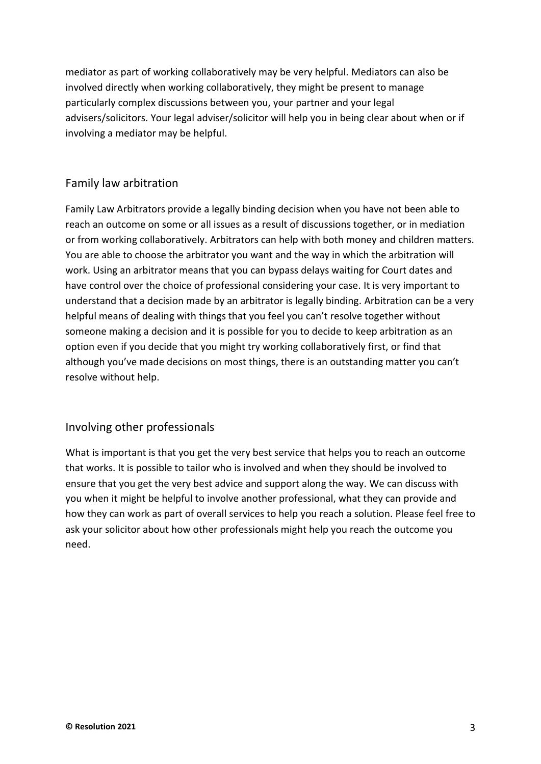mediator as part of working collaboratively may be very helpful. Mediators can also be involved directly when working collaboratively, they might be present to manage particularly complex discussions between you, your partner and your legal advisers/solicitors. Your legal adviser/solicitor will help you in being clear about when or if involving a mediator may be helpful.

## Family law arbitration

Family Law Arbitrators provide a legally binding decision when you have not been able to reach an outcome on some or all issues as a result of discussions together, or in mediation or from working collaboratively. Arbitrators can help with both money and children matters. You are able to choose the arbitrator you want and the way in which the arbitration will work. Using an arbitrator means that you can bypass delays waiting for Court dates and have control over the choice of professional considering your case. It is very important to understand that a decision made by an arbitrator is legally binding. Arbitration can be a very helpful means of dealing with things that you feel you can't resolve together without someone making a decision and it is possible for you to decide to keep arbitration as an option even if you decide that you might try working collaboratively first, or find that although you've made decisions on most things, there is an outstanding matter you can't resolve without help.

## Involving other professionals

What is important is that you get the very best service that helps you to reach an outcome that works. It is possible to tailor who is involved and when they should be involved to ensure that you get the very best advice and support along the way. We can discuss with you when it might be helpful to involve another professional, what they can provide and how they can work as part of overall services to help you reach a solution. Please feel free to ask your solicitor about how other professionals might help you reach the outcome you need.

**© Resolution 2021**